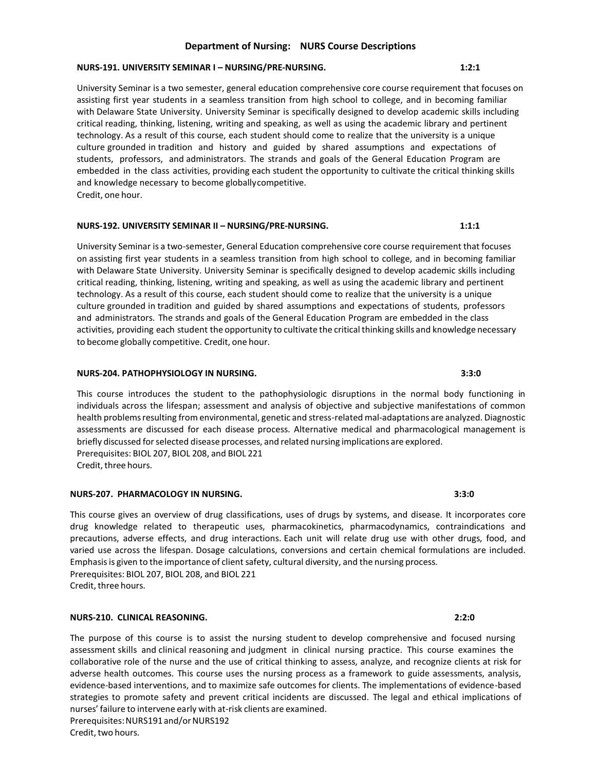# Department of Nursing: NURS Course Descriptions

### NURS-191. UNIVERSITY SEMINAR I – NURSING/PRE-NURSING. 1:2:1

University Seminar is a two semester, general education comprehensive core course requirement that focuses on assisting first year students in a seamless transition from high school to college, and in becoming familiar with Delaware State University. University Seminar is specifically designed to develop academic skills including critical reading, thinking, listening, writing and speaking, as well as using the academic library and pertinent technology. As a result of this course, each student should come to realize that the university is a unique culture grounded in tradition and history and guided by shared assumptions and expectations of students, professors, and administrators. The strands and goals of the General Education Program are embedded in the class activities, providing each student the opportunity to cultivate the critical thinking skills and knowledge necessary to become globally competitive.
Credit, one hour.

### NURS-192. UNIVERSITY SEMINAR II – NURSING/PRE-NURSING. 1:1:1

University Seminar is a two-semester, General Education comprehensive core course requirement that focuses on assisting first year students in a seamless transition from high school to college, and in becoming familiar with Delaware State University. University Seminar is specifically designed to develop academic skills including critical reading, thinking, listening, writing and speaking, as well as using the academic library and pertinent technology. As a result of this course, each student should come to realize that the university is a unique culture grounded in tradition and guided by shared assumptions and expectations of students, professors and administrators. The strands and goals of the General Education Program are embedded in the class activities, providing each student the opportunity to cultivate the critical thinking skills and knowledge necessary to become globally competitive. Credit, one hour.

### NURS-204. PATHOPHYSIOLOGY IN NURSING. 3:3:0

This course introduces the student to the pathophysiologic disruptions in the normal body functioning in individuals across the lifespan; assessment and analysis of objective and subjective manifestations of common health problems resulting from environmental, genetic and stress-related mal-adaptations are analyzed. Diagnostic assessments are discussed for each disease process. Alternative medical and pharmacological management is briefly discussed for selected disease processes, and related nursing implications are explored.
Prerequisites: BIOL 207, BIOL 208, and BIOL 221
Credit, three hours.

### NURS-207. PHARMACOLOGY IN NURSING. 3:3:0

This course gives an overview of drug classifications, uses of drugs by systems, and disease. It incorporates core drug knowledge related to therapeutic uses, pharmacokinetics, pharmacodynamics, contraindications and precautions, adverse effects, and drug interactions. Each unit will relate drug use with other drugs, food, and varied use across the lifespan. Dosage calculations, conversions and certain chemical formulations are included. Emphasis is given to the importance of client safety, cultural diversity, and the nursing process.
Prerequisites: BIOL 207, BIOL 208, and BIOL 221
Credit, three hours.

### NURS-210. CLINICAL REASONING. 2:2:0

The purpose of this course is to assist the nursing student to develop comprehensive and focused nursing assessment skills and clinical reasoning and judgment in clinical nursing practice. This course examines the collaborative role of the nurse and the use of critical thinking to assess, analyze, and recognize clients at risk for adverse health outcomes. This course uses the nursing process as a framework to guide assessments, analysis, evidence-based interventions, and to maximize safe outcomes for clients. The implementations of evidence-based strategies to promote safety and prevent critical incidents are discussed. The legal and ethical implications of nurses' failure to intervene early with at-risk clients are examined.
Prerequisites: NURS191 and/or NURS192
Credit, two hours.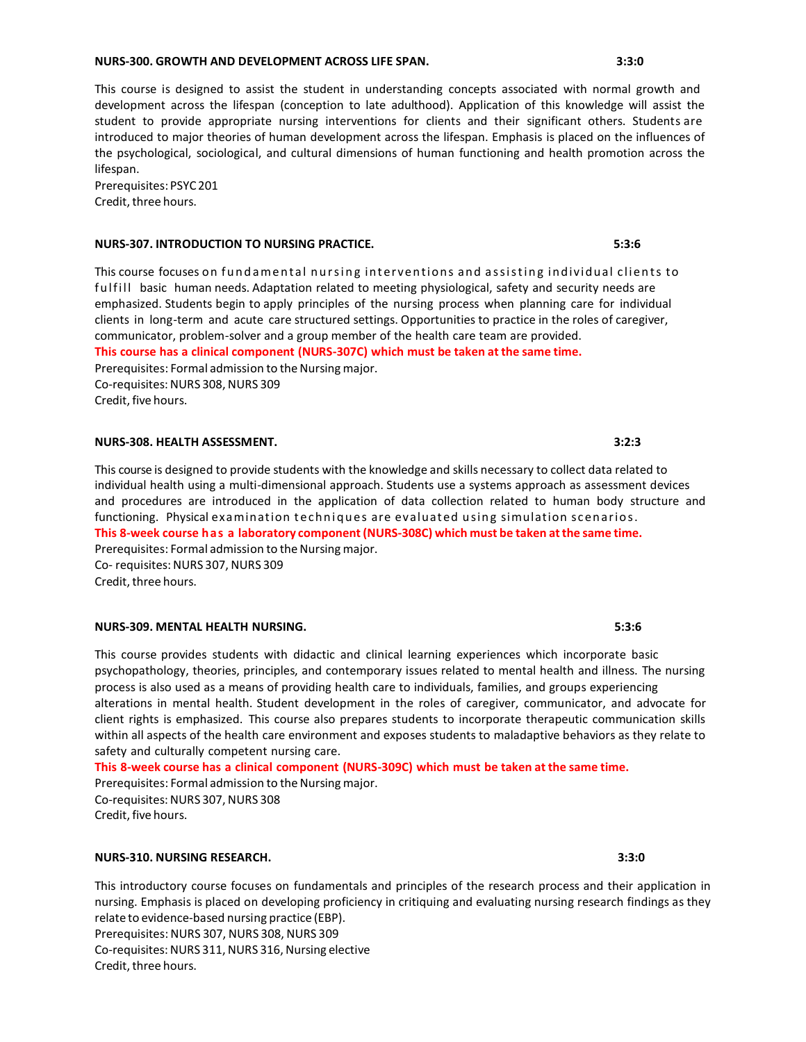**NURS-300. GROWTH AND DEVELOPMENT ACROSS LIFE SPAN.** **3:3:0**

This course is designed to assist the student in understanding concepts associated with normal growth and development across the lifespan (conception to late adulthood). Application of this knowledge will assist the student to provide appropriate nursing interventions for clients and their significant others. Students are introduced to major theories of human development across the lifespan. Emphasis is placed on the influences of the psychological, sociological, and cultural dimensions of human functioning and health promotion across the lifespan.
Prerequisites: PSYC 201
Credit, three hours.

**NURS-307. INTRODUCTION TO NURSING PRACTICE.** **5:3:6**

This course focuses on fundamental nursing interventions and assisting individual clients to fulfill basic human needs. Adaptation related to meeting physiological, safety and security needs are emphasized. Students begin to apply principles of the nursing process when planning care for individual clients in long-term and acute care structured settings. Opportunities to practice in the roles of caregiver, communicator, problem-solver and a group member of the health care team are provided.
**This course has a clinical component (NURS-307C) which must be taken at the same time.**
Prerequisites: Formal admission to the Nursing major.
Co-requisites: NURS 308, NURS 309
Credit, five hours.

**NURS-308. HEALTH ASSESSMENT.** **3:2:3**

This course is designed to provide students with the knowledge and skills necessary to collect data related to individual health using a multi-dimensional approach. Students use a systems approach as assessment devices and procedures are introduced in the application of data collection related to human body structure and functioning. Physical examination techniques are evaluated using simulation scenarios.
**This 8-week course has a laboratory component (NURS-308C) which must be taken at the same time.**
Prerequisites: Formal admission to the Nursing major.
Co- requisites: NURS 307, NURS 309
Credit, three hours.

**NURS-309. MENTAL HEALTH NURSING.** **5:3:6**

This course provides students with didactic and clinical learning experiences which incorporate basic psychopathology, theories, principles, and contemporary issues related to mental health and illness. The nursing process is also used as a means of providing health care to individuals, families, and groups experiencing alterations in mental health. Student development in the roles of caregiver, communicator, and advocate for client rights is emphasized. This course also prepares students to incorporate therapeutic communication skills within all aspects of the health care environment and exposes students to maladaptive behaviors as they relate to safety and culturally competent nursing care.
**This 8-week course has a clinical component (NURS-309C) which must be taken at the same time.**
Prerequisites: Formal admission to the Nursing major.
Co-requisites: NURS 307, NURS 308
Credit, five hours.

**NURS-310. NURSING RESEARCH.** **3:3:0**

This introductory course focuses on fundamentals and principles of the research process and their application in nursing. Emphasis is placed on developing proficiency in critiquing and evaluating nursing research findings as they relate to evidence-based nursing practice (EBP).
Prerequisites: NURS 307, NURS 308, NURS 309
Co-requisites: NURS 311, NURS 316, Nursing elective
Credit, three hours.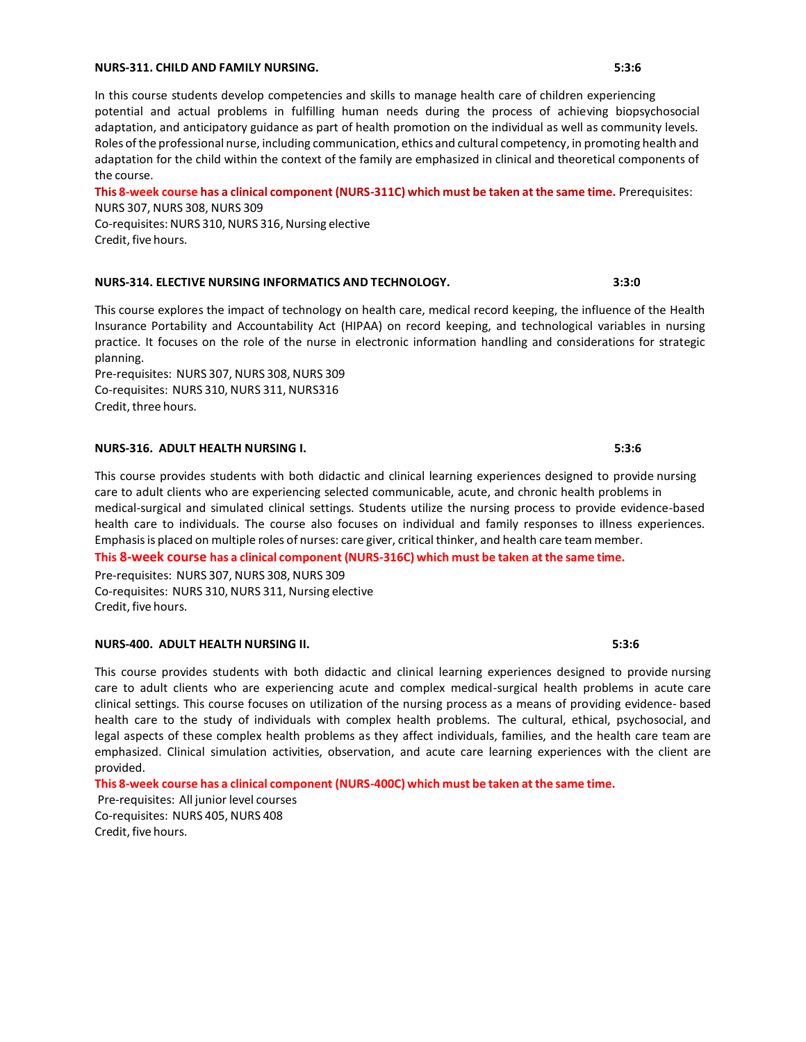**NURS-311. CHILD AND FAMILY NURSING. 5:3:6**

In this course students develop competencies and skills to manage health care of children experiencing potential and actual problems in fulfilling human needs during the process of achieving biopsychosocial adaptation, and anticipatory guidance as part of health promotion on the individual as well as community levels. Roles of the professional nurse, including communication, ethics and cultural competency, in promoting health and adaptation for the child within the context of the family are emphasized in clinical and theoretical components of the course.

**This 8-week course has a clinical component (NURS-311C) which must be taken at the same time.** Prerequisites: NURS 307, NURS 308, NURS 309
Co-requisites: NURS 310, NURS 316, Nursing elective
Credit, five hours.

**NURS-314. ELECTIVE NURSING INFORMATICS AND TECHNOLOGY. 3:3:0**

This course explores the impact of technology on health care, medical record keeping, the influence of the Health Insurance Portability and Accountability Act (HIPAA) on record keeping, and technological variables in nursing practice. It focuses on the role of the nurse in electronic information handling and considerations for strategic planning.
Pre-requisites: NURS 307, NURS 308, NURS 309
Co-requisites: NURS 310, NURS 311, NURS316
Credit, three hours.

**NURS-316. ADULT HEALTH NURSING I. 5:3:6**

This course provides students with both didactic and clinical learning experiences designed to provide nursing care to adult clients who are experiencing selected communicable, acute, and chronic health problems in medical-surgical and simulated clinical settings. Students utilize the nursing process to provide evidence-based health care to individuals. The course also focuses on individual and family responses to illness experiences. Emphasis is placed on multiple roles of nurses: care giver, critical thinker, and health care team member.

**This 8-week course has a clinical component (NURS-316C) which must be taken at the same time.**

Pre-requisites: NURS 307, NURS 308, NURS 309
Co-requisites: NURS 310, NURS 311, Nursing elective
Credit, five hours.

**NURS-400. ADULT HEALTH NURSING II. 5:3:6**

This course provides students with both didactic and clinical learning experiences designed to provide nursing care to adult clients who are experiencing acute and complex medical-surgical health problems in acute care clinical settings. This course focuses on utilization of the nursing process as a means of providing evidence- based health care to the study of individuals with complex health problems. The cultural, ethical, psychosocial, and legal aspects of these complex health problems as they affect individuals, families, and the health care team are emphasized. Clinical simulation activities, observation, and acute care learning experiences with the client are provided.

**This 8-week course has a clinical component (NURS-400C) which must be taken at the same time.**
Pre-requisites: All junior level courses
Co-requisites: NURS 405, NURS 408
Credit, five hours.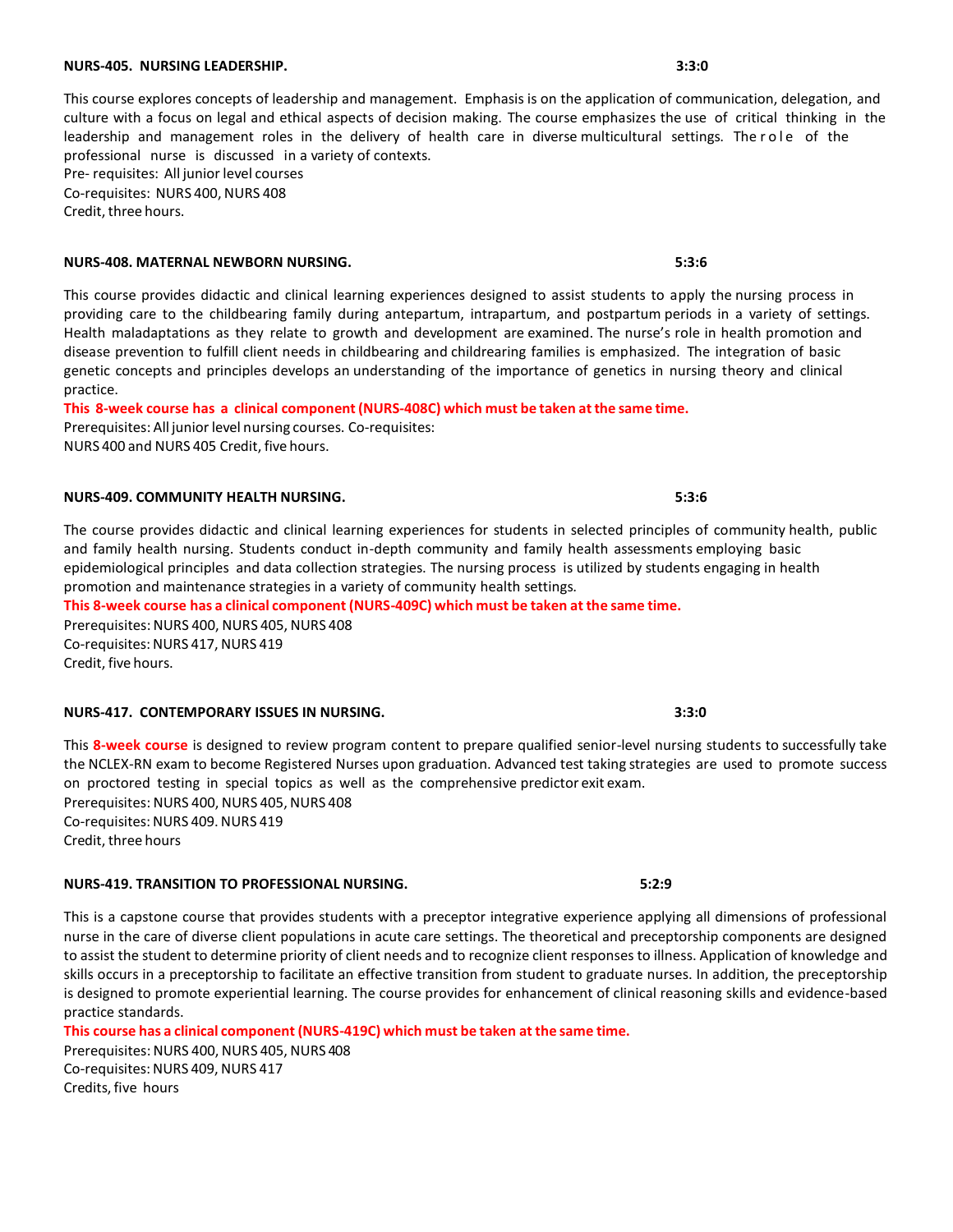**NURS-405. NURSING LEADERSHIP.** **3:3:0**

This course explores concepts of leadership and management. Emphasis is on the application of communication, delegation, and culture with a focus on legal and ethical aspects of decision making. The course emphasizes the use of critical thinking in the leadership and management roles in the delivery of health care in diverse multicultural settings. The role of the professional nurse is discussed in a variety of contexts.
Pre- requisites: All junior level courses
Co-requisites: NURS 400, NURS 408
Credit, three hours.

**NURS-408. MATERNAL NEWBORN NURSING.** **5:3:6**

This course provides didactic and clinical learning experiences designed to assist students to apply the nursing process in providing care to the childbearing family during antepartum, intrapartum, and postpartum periods in a variety of settings. Health maladaptations as they relate to growth and development are examined. The nurse's role in health promotion and disease prevention to fulfill client needs in childbearing and childrearing families is emphasized. The integration of basic genetic concepts and principles develops an understanding of the importance of genetics in nursing theory and clinical practice.
**This 8-week course has a clinical component (NURS-408C) which must be taken at the same time.**
Prerequisites: All junior level nursing courses. Co-requisites:
NURS 400 and NURS 405 Credit, five hours.

**NURS-409. COMMUNITY HEALTH NURSING.** **5:3:6**

The course provides didactic and clinical learning experiences for students in selected principles of community health, public and family health nursing. Students conduct in-depth community and family health assessments employing basic epidemiological principles and data collection strategies. The nursing process is utilized by students engaging in health promotion and maintenance strategies in a variety of community health settings.
**This 8-week course has a clinical component (NURS-409C) which must be taken at the same time.**
Prerequisites: NURS 400, NURS 405, NURS 408
Co-requisites: NURS 417, NURS 419
Credit, five hours.

**NURS-417. CONTEMPORARY ISSUES IN NURSING.** **3:3:0**

This **8-week course** is designed to review program content to prepare qualified senior-level nursing students to successfully take the NCLEX-RN exam to become Registered Nurses upon graduation. Advanced test taking strategies are used to promote success on proctored testing in special topics as well as the comprehensive predictor exit exam.
Prerequisites: NURS 400, NURS 405, NURS 408
Co-requisites: NURS 409. NURS 419
Credit, three hours

**NURS-419. TRANSITION TO PROFESSIONAL NURSING.** **5:2:9**

This is a capstone course that provides students with a preceptor integrative experience applying all dimensions of professional nurse in the care of diverse client populations in acute care settings. The theoretical and preceptorship components are designed to assist the student to determine priority of client needs and to recognize client responses to illness. Application of knowledge and skills occurs in a preceptorship to facilitate an effective transition from student to graduate nurses. In addition, the preceptorship is designed to promote experiential learning. The course provides for enhancement of clinical reasoning skills and evidence-based practice standards.
**This course has a clinical component (NURS-419C) which must be taken at the same time.**
Prerequisites: NURS 400, NURS 405, NURS 408
Co-requisites: NURS 409, NURS 417
Credits, five hours